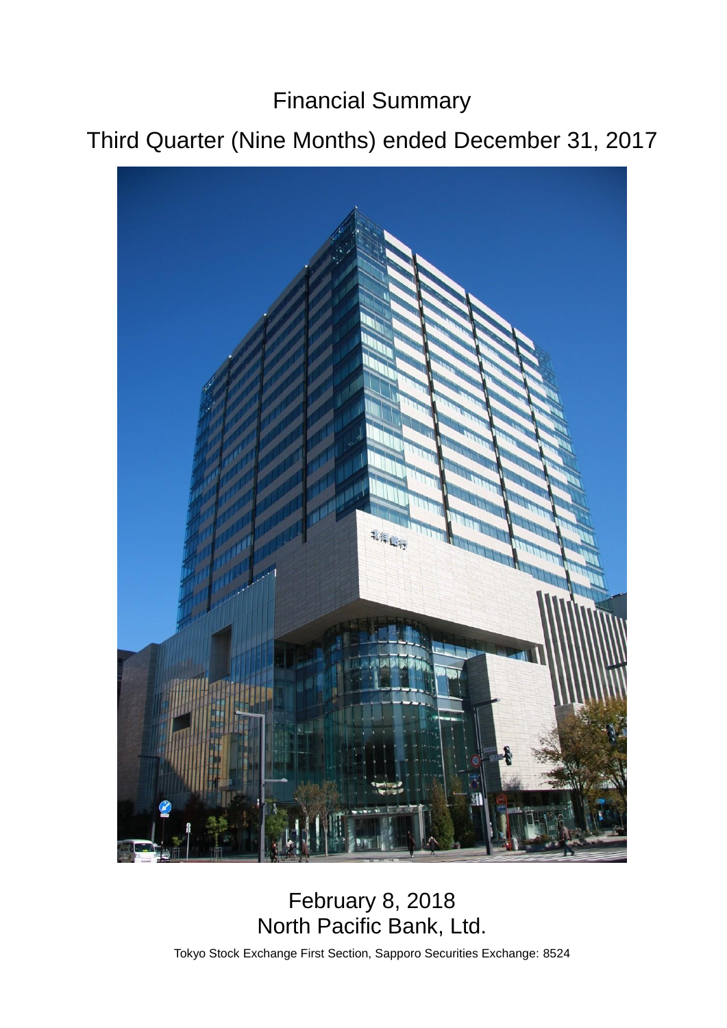# Financial Summary

## Third Quarter (Nine Months) ended December 31, 2017

February 8, 2018

North Pacific Bank, Ltd.

Tokyo Stock Exchange First Section, Sapporo Securities Exchange: 8524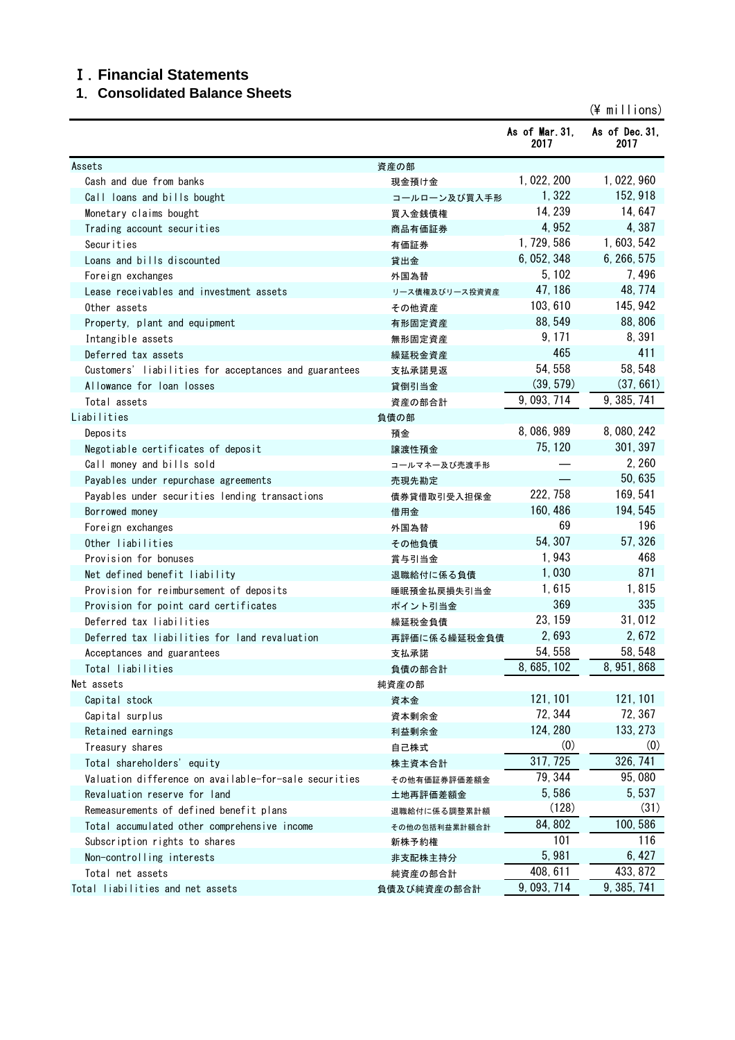# Ⅰ. Financial Statements

## 1. Consolidated Balance Sheets

(¥ millions)

| | | As of Mar.31, 2017 | As of Dec.31, 2017 |
|---|---|---|---|
| Assets | 資産の部 | | |
| Cash and due from banks | 現金預け金 | 1,022,200 | 1,022,960 |
| Call loans and bills bought | コールローン及び買入手形 | 1,322 | 152,918 |
| Monetary claims bought | 買入金銭債権 | 14,239 | 14,647 |
| Trading account securities | 商品有価証券 | 4,952 | 4,387 |
| Securities | 有価証券 | 1,729,586 | 1,603,542 |
| Loans and bills discounted | 貸出金 | 6,052,348 | 6,266,575 |
| Foreign exchanges | 外国為替 | 5,102 | 7,496 |
| Lease receivables and investment assets | リース債権及びリース投資資産 | 47,186 | 48,774 |
| Other assets | その他資産 | 103,610 | 145,942 |
| Property, plant and equipment | 有形固定資産 | 88,549 | 88,806 |
| Intangible assets | 無形固定資産 | 9,171 | 8,391 |
| Deferred tax assets | 繰延税金資産 | 465 | 411 |
| Customers' liabilities for acceptances and guarantees | 支払承諾見返 | 54,558 | 58,548 |
| Allowance for loan losses | 貸倒引当金 | (39,579) | (37,661) |
| Total assets | 資産の部合計 | 9,093,714 | 9,385,741 |
| Liabilities | 負債の部 | | |
| Deposits | 預金 | 8,086,989 | 8,080,242 |
| Negotiable certificates of deposit | 譲渡性預金 | 75,120 | 301,397 |
| Call money and bills sold | コールマネー及び売渡手形 | — | 2,260 |
| Payables under repurchase agreements | 売現先勘定 | — | 50,635 |
| Payables under securities lending transactions | 債券貸借取引受入担保金 | 222,758 | 169,541 |
| Borrowed money | 借用金 | 160,486 | 194,545 |
| Foreign exchanges | 外国為替 | 69 | 196 |
| Other liabilities | その他負債 | 54,307 | 57,326 |
| Provision for bonuses | 賞与引当金 | 1,943 | 468 |
| Net defined benefit liability | 退職給付に係る負債 | 1,030 | 871 |
| Provision for reimbursement of deposits | 睡眠預金払戻損失引当金 | 1,615 | 1,815 |
| Provision for point card certificates | ポイント引当金 | 369 | 335 |
| Deferred tax liabilities | 繰延税金負債 | 23,159 | 31,012 |
| Deferred tax liabilities for land revaluation | 再評価に係る繰延税金負債 | 2,693 | 2,672 |
| Acceptances and guarantees | 支払承諾 | 54,558 | 58,548 |
| Total liabilities | 負債の部合計 | 8,685,102 | 8,951,868 |
| Net assets | 純資産の部 | | |
| Capital stock | 資本金 | 121,101 | 121,101 |
| Capital surplus | 資本剰余金 | 72,344 | 72,367 |
| Retained earnings | 利益剰余金 | 124,280 | 133,273 |
| Treasury shares | 自己株式 | (0) | (0) |
| Total shareholders' equity | 株主資本合計 | 317,725 | 326,741 |
| Valuation difference on available-for-sale securities | その他有価証券評価差額金 | 79,344 | 95,080 |
| Revaluation reserve for land | 土地再評価差額金 | 5,586 | 5,537 |
| Remeasurements of defined benefit plans | 退職給付に係る調整累計額 | (128) | (31) |
| Total accumulated other comprehensive income | その他の包括利益累計額合計 | 84,802 | 100,586 |
| Subscription rights to shares | 新株予約権 | 101 | 116 |
| Non-controlling interests | 非支配株主持分 | 5,981 | 6,427 |
| Total net assets | 純資産の部合計 | 408,611 | 433,872 |
| Total liabilities and net assets | 負債及び純資産の部合計 | 9,093,714 | 9,385,741 |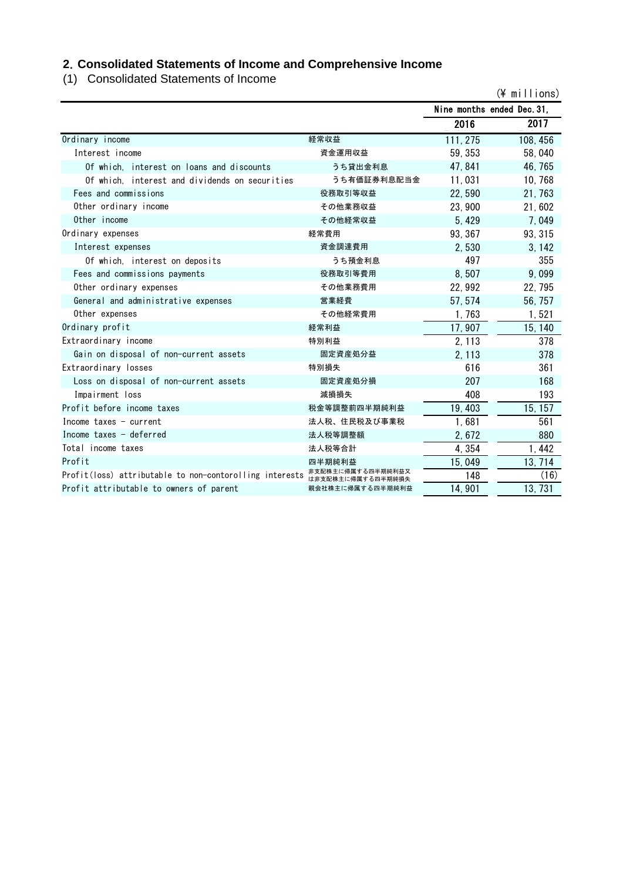## 2. Consolidated Statements of Income and Comprehensive Income

(1) Consolidated Statements of Income

(¥ millions)

| | | Nine months ended Dec. 31, | |
|---|---|---|---|
| | | 2016 | 2017 |
| Ordinary income | 経常収益 | 111,275 | 108,456 |
| Interest income | 資金運用収益 | 59,353 | 58,040 |
| Of which, interest on loans and discounts | うち貸出金利息 | 47,841 | 46,765 |
| Of which, interest and dividends on securities | うち有価証券利息配当金 | 11,031 | 10,768 |
| Fees and commissions | 役務取引等収益 | 22,590 | 21,763 |
| Other ordinary income | その他業務収益 | 23,900 | 21,602 |
| Other income | その他経常収益 | 5,429 | 7,049 |
| Ordinary expenses | 経常費用 | 93,367 | 93,315 |
| Interest expenses | 資金調達費用 | 2,530 | 3,142 |
| Of which, interest on deposits | うち預金利息 | 497 | 355 |
| Fees and commissions payments | 役務取引等費用 | 8,507 | 9,099 |
| Other ordinary expenses | その他業務費用 | 22,992 | 22,795 |
| General and administrative expenses | 営業経費 | 57,574 | 56,757 |
| Other expenses | その他経常費用 | 1,763 | 1,521 |
| Ordinary profit | 経常利益 | 17,907 | 15,140 |
| Extraordinary income | 特別利益 | 2,113 | 378 |
| Gain on disposal of non-current assets | 固定資産処分益 | 2,113 | 378 |
| Extraordinary losses | 特別損失 | 616 | 361 |
| Loss on disposal of non-current assets | 固定資産処分損 | 207 | 168 |
| Impairment loss | 減損損失 | 408 | 193 |
| Profit before income taxes | 税金等調整前四半期純利益 | 19,403 | 15,157 |
| Income taxes - current | 法人税、住民税及び事業税 | 1,681 | 561 |
| Income taxes - deferred | 法人税等調整額 | 2,672 | 880 |
| Total income taxes | 法人税等合計 | 4,354 | 1,442 |
| Profit | 四半期純利益 | 15,049 | 13,714 |
| Profit(loss) attributable to non-contorolling interests | 非支配株主に帰属する四半期純利益又は非支配株主に帰属する四半期純損失 | 148 | (16) |
| Profit attributable to owners of parent | 親会社株主に帰属する四半期純利益 | 14,901 | 13,731 |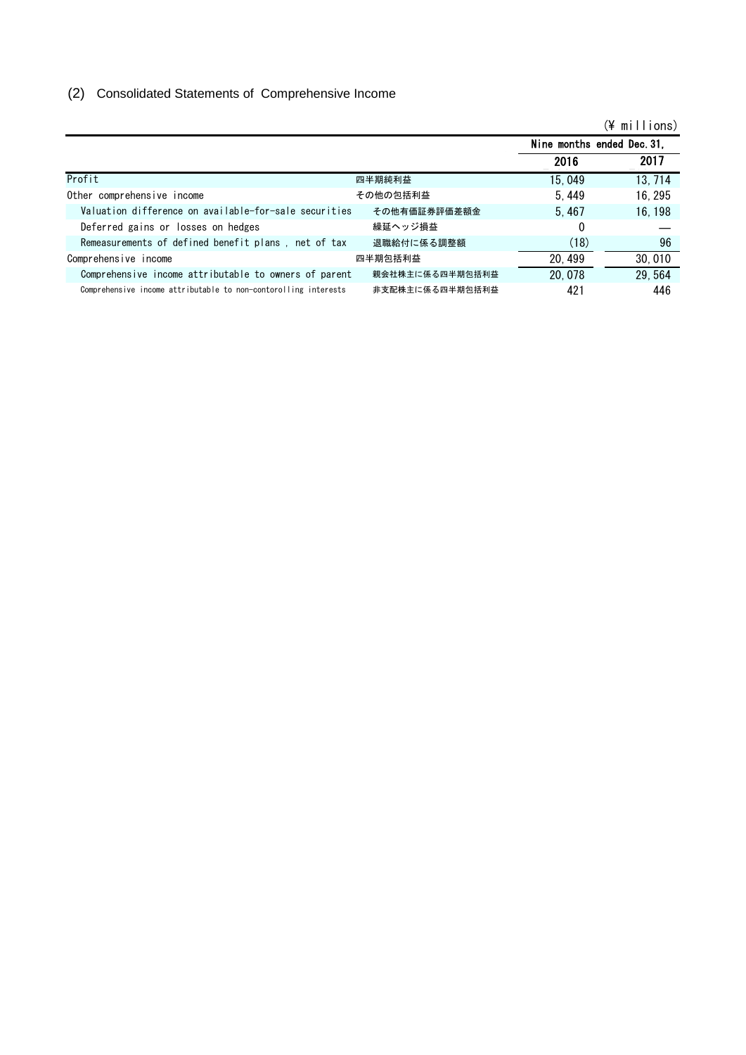## (2) Consolidated Statements of Comprehensive Income

(¥ millions)

| | | Nine months ended Dec. 31, | |
|---|---|---|---|
| | | 2016 | 2017 |
| Profit | 四半期純利益 | 15,049 | 13,714 |
| Other comprehensive income | その他の包括利益 | 5,449 | 16,295 |
| Valuation difference on available-for-sale securities | その他有価証券評価差額金 | 5,467 | 16,198 |
| Deferred gains or losses on hedges | 繰延ヘッジ損益 | 0 | — |
| Remeasurements of defined benefit plans , net of tax | 退職給付に係る調整額 | (18) | 96 |
| Comprehensive income | 四半期包括利益 | 20,499 | 30,010 |
| Comprehensive income attributable to owners of parent | 親会社株主に係る四半期包括利益 | 20,078 | 29,564 |
| Comprehensive income attributable to non-contorolling interests | 非支配株主に係る四半期包括利益 | 421 | 446 |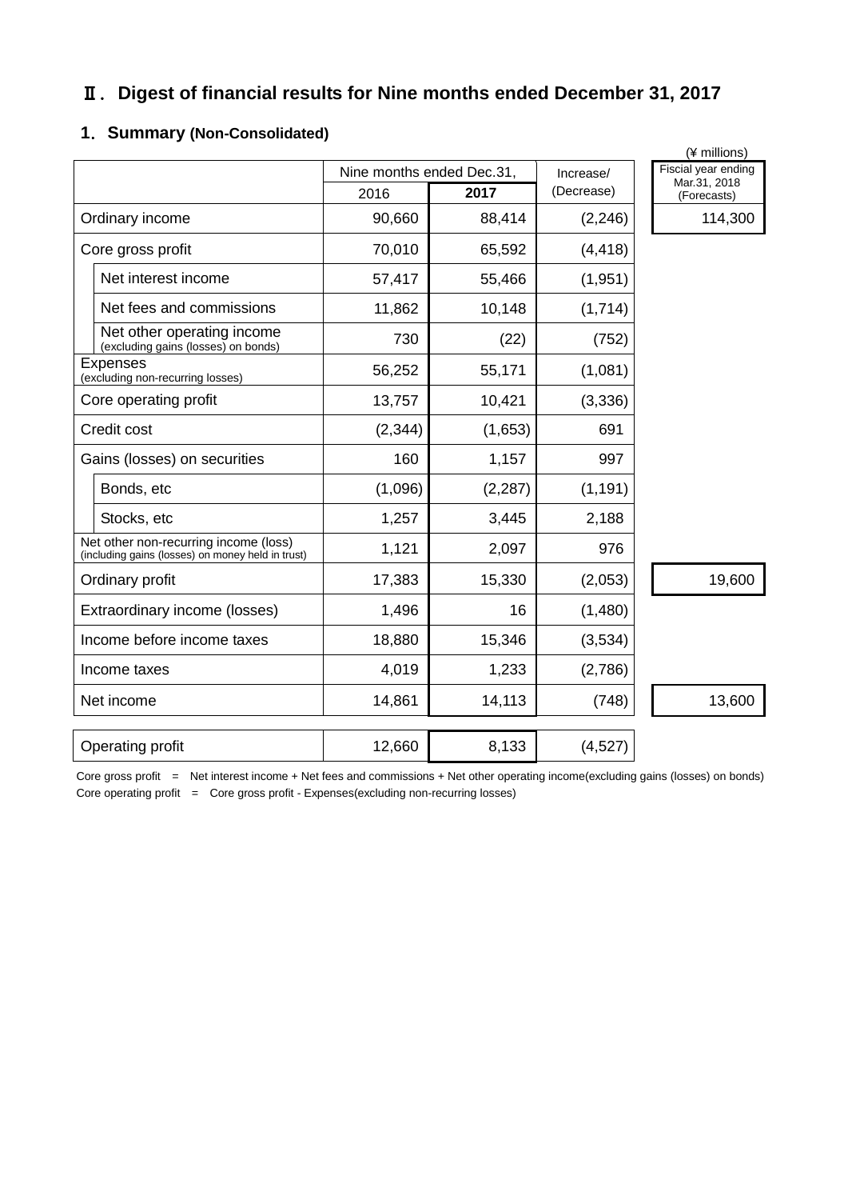# Ⅱ. Digest of financial results for Nine months ended December 31, 2017

## 1. Summary (Non-Consolidated)

(¥ millions)

| | Nine months ended Dec.31, 2016 | Nine months ended Dec.31, 2017 | Increase/ (Decrease) | Fiscial year ending Mar.31, 2018 (Forecasts) |
|---|---|---|---|---|
| Ordinary income | 90,660 | 88,414 | (2,246) | 114,300 |
| Core gross profit | 70,010 | 65,592 | (4,418) | |
| Net interest income | 57,417 | 55,466 | (1,951) | |
| Net fees and commissions | 11,862 | 10,148 | (1,714) | |
| Net other operating income (excluding gains (losses) on bonds) | 730 | (22) | (752) | |
| Expenses (excluding non-recurring losses) | 56,252 | 55,171 | (1,081) | |
| Core operating profit | 13,757 | 10,421 | (3,336) | |
| Credit cost | (2,344) | (1,653) | 691 | |
| Gains (losses) on securities | 160 | 1,157 | 997 | |
| Bonds, etc | (1,096) | (2,287) | (1,191) | |
| Stocks, etc | 1,257 | 3,445 | 2,188 | |
| Net other non-recurring income (loss) (including gains (losses) on money held in trust) | 1,121 | 2,097 | 976 | |
| Ordinary profit | 17,383 | 15,330 | (2,053) | 19,600 |
| Extraordinary income (losses) | 1,496 | 16 | (1,480) | |
| Income before income taxes | 18,880 | 15,346 | (3,534) | |
| Income taxes | 4,019 | 1,233 | (2,786) | |
| Net income | 14,861 | 14,113 | (748) | 13,600 |
| Operating profit | 12,660 | 8,133 | (4,527) | |

Core gross profit = Net interest income + Net fees and commissions + Net other operating income(excluding gains (losses) on bonds)

Core operating profit = Core gross profit - Expenses(excluding non-recurring losses)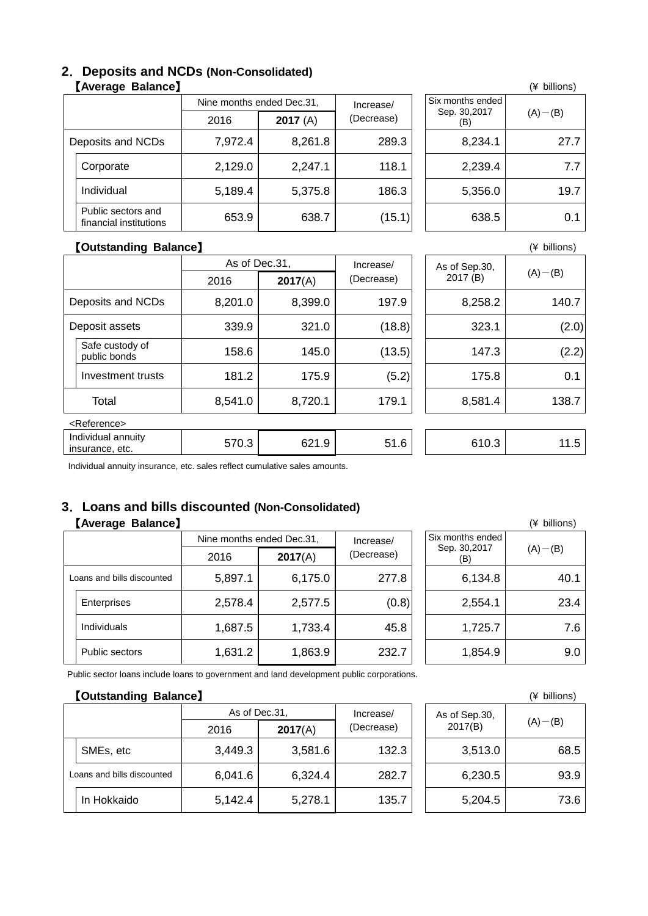## 2. Deposits and NCDs (Non-Consolidated)

**【Average Balance】** (¥ billions)

| | | Nine months ended Dec.31, 2016 | Nine months ended Dec.31, **2017** (A) | Increase/ (Decrease) | Six months ended Sep. 30,2017 (B) | (A)－(B) |
|---|---|---|---|---|---|---|
| Deposits and NCDs | | 7,972.4 | 8,261.8 | 289.3 | 8,234.1 | 27.7 |
| | Corporate | 2,129.0 | 2,247.1 | 118.1 | 2,239.4 | 7.7 |
| | Individual | 5,189.4 | 5,375.8 | 186.3 | 5,356.0 | 19.7 |
| | Public sectors and financial institutions | 653.9 | 638.7 | (15.1) | 638.5 | 0.1 |

**【Outstanding Balance】** (¥ billions)

| | | As of Dec.31, 2016 | As of Dec.31, **2017**(A) | Increase/ (Decrease) | As of Sep.30, 2017 (B) | (A)－(B) |
|---|---|---|---|---|---|---|
| Deposits and NCDs | | 8,201.0 | 8,399.0 | 197.9 | 8,258.2 | 140.7 |
| Deposit assets | | 339.9 | 321.0 | (18.8) | 323.1 | (2.0) |
| | Safe custody of public bonds | 158.6 | 145.0 | (13.5) | 147.3 | (2.2) |
| | Investment trusts | 181.2 | 175.9 | (5.2) | 175.8 | 0.1 |
| Total | | 8,541.0 | 8,720.1 | 179.1 | 8,581.4 | 138.7 |
| <Reference> | | | | | | |
| Individual annuity insurance, etc. | | 570.3 | 621.9 | 51.6 | 610.3 | 11.5 |

Individual annuity insurance, etc. sales reflect cumulative sales amounts.

## 3. Loans and bills discounted (Non-Consolidated)

**【Average Balance】** (¥ billions)

| | | Nine months ended Dec.31, 2016 | Nine months ended Dec.31, **2017**(A) | Increase/ (Decrease) | Six months ended Sep. 30,2017 (B) | (A)－(B) |
|---|---|---|---|---|---|---|
| Loans and bills discounted | | 5,897.1 | 6,175.0 | 277.8 | 6,134.8 | 40.1 |
| | Enterprises | 2,578.4 | 2,577.5 | (0.8) | 2,554.1 | 23.4 |
| | Individuals | 1,687.5 | 1,733.4 | 45.8 | 1,725.7 | 7.6 |
| | Public sectors | 1,631.2 | 1,863.9 | 232.7 | 1,854.9 | 9.0 |

Public sector loans include loans to government and land development public corporations.

**【Outstanding Balance】** (¥ billions)

| | | As of Dec.31, 2016 | As of Dec.31, **2017**(A) | Increase/ (Decrease) | As of Sep.30, 2017(B) | (A)－(B) |
|---|---|---|---|---|---|---|
| | SMEs, etc | 3,449.3 | 3,581.6 | 132.3 | 3,513.0 | 68.5 |
| Loans and bills discounted | | 6,041.6 | 6,324.4 | 282.7 | 6,230.5 | 93.9 |
| | In Hokkaido | 5,142.4 | 5,278.1 | 135.7 | 5,204.5 | 73.6 |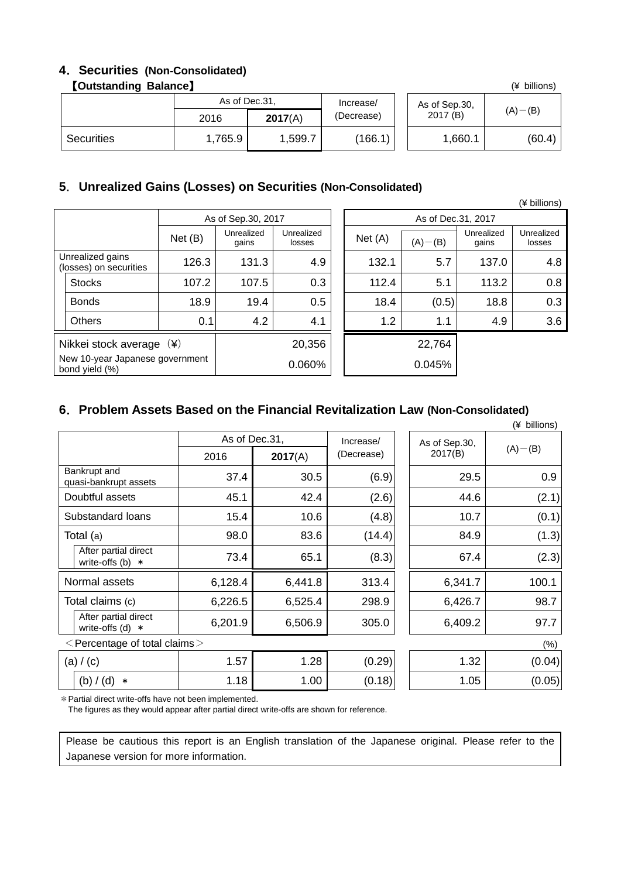## 4. Securities (Non-Consolidated)

**【Outstanding Balance】**

(¥ billions)

| | As of Dec.31, 2016 | As of Dec.31, 2017(A) | Increase/ (Decrease) | As of Sep.30, 2017 (B) | (A)－(B) |
|---|---|---|---|---|---|
| Securities | 1,765.9 | 1,599.7 | (166.1) | 1,660.1 | (60.4) |

## 5. Unrealized Gains (Losses) on Securities (Non-Consolidated)

(¥ billions)

| | As of Sep.30, 2017 | | | As of Dec.31, 2017 | | | |
|---|---|---|---|---|---|---|---|
| | Net (B) | Unrealized gains | Unrealized losses | Net (A) | (A)－(B) | Unrealized gains | Unrealized losses |
| Unrealized gains (losses) on securities | 126.3 | 131.3 | 4.9 | 132.1 | 5.7 | 137.0 | 4.8 |
| Stocks | 107.2 | 107.5 | 0.3 | 112.4 | 5.1 | 113.2 | 0.8 |
| Bonds | 18.9 | 19.4 | 0.5 | 18.4 | (0.5) | 18.8 | 0.3 |
| Others | 0.1 | 4.2 | 4.1 | 1.2 | 1.1 | 4.9 | 3.6 |

| | As of Sep.30, 2017 | As of Dec.31, 2017 |
|---|---|---|
| Nikkei stock average (¥) | 20,356 | 22,764 |
| New 10-year Japanese government bond yield (%) | 0.060% | 0.045% |

## 6. Problem Assets Based on the Financial Revitalization Law (Non-Consolidated)

(¥ billions)

| | As of Dec.31, 2016 | As of Dec.31, 2017(A) | Increase/ (Decrease) | As of Sep.30, 2017(B) | (A)－(B) |
|---|---|---|---|---|---|
| Bankrupt and quasi-bankrupt assets | 37.4 | 30.5 | (6.9) | 29.5 | 0.9 |
| Doubtful assets | 45.1 | 42.4 | (2.6) | 44.6 | (2.1) |
| Substandard loans | 15.4 | 10.6 | (4.8) | 10.7 | (0.1) |
| Total (a) | 98.0 | 83.6 | (14.4) | 84.9 | (1.3) |
| After partial direct write-offs (b) ＊ | 73.4 | 65.1 | (8.3) | 67.4 | (2.3) |
| Normal assets | 6,128.4 | 6,441.8 | 313.4 | 6,341.7 | 100.1 |
| Total claims (c) | 6,226.5 | 6,525.4 | 298.9 | 6,426.7 | 98.7 |
| After partial direct write-offs (d) ＊ | 6,201.9 | 6,506.9 | 305.0 | 6,409.2 | 97.7 |

＜Percentage of total claims＞ (%)

| | As of Dec.31, 2016 | As of Dec.31, 2017(A) | Increase/ (Decrease) | As of Sep.30, 2017(B) | (A)－(B) |
|---|---|---|---|---|---|
| (a) / (c) | 1.57 | 1.28 | (0.29) | 1.32 | (0.04) |
| (b) / (d) ＊ | 1.18 | 1.00 | (0.18) | 1.05 | (0.05) |

＊Partial direct write-offs have not been implemented.
The figures as they would appear after partial direct write-offs are shown for reference.

Please be cautious this report is an English translation of the Japanese original. Please refer to the Japanese version for more information.